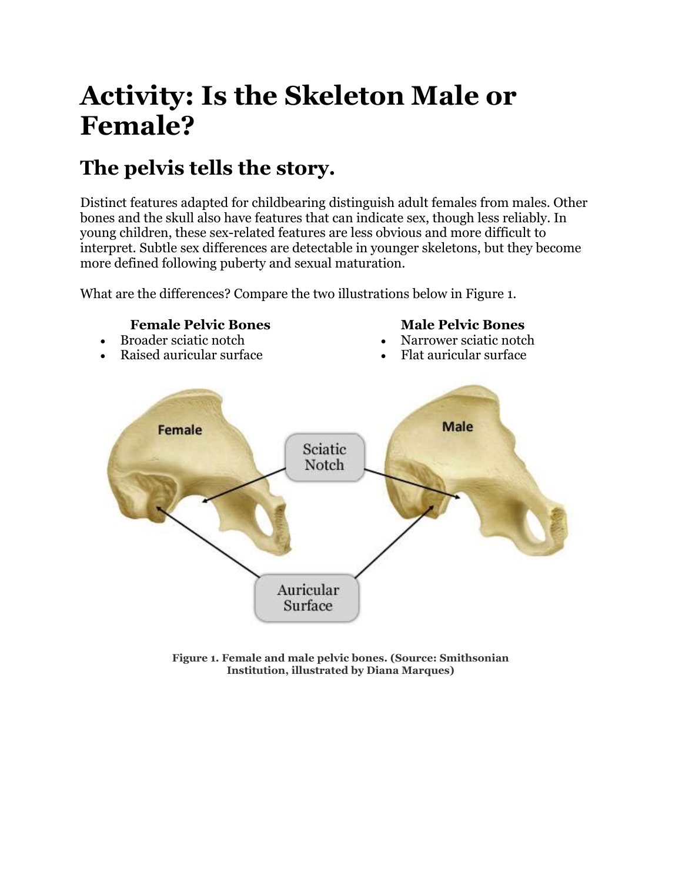# Activity: Is the Skeleton Male or Female?

## The pelvis tells the story.

Distinct features adapted for childbearing distinguish adult females from males. Other bones and the skull also have features that can indicate sex, though less reliably. In young children, these sex-related features are less obvious and more difficult to interpret. Subtle sex differences are detectable in younger skeletons, but they become more defined following puberty and sexual maturation.

What are the differences? Compare the two illustrations below in Figure 1.

**Female Pelvic Bones**

- Broader sciatic notch
- Raised auricular surface

**Male Pelvic Bones**

- Narrower sciatic notch
- Flat auricular surface

**Figure 1. Female and male pelvic bones. (Source: Smithsonian Institution, illustrated by Diana Marques)**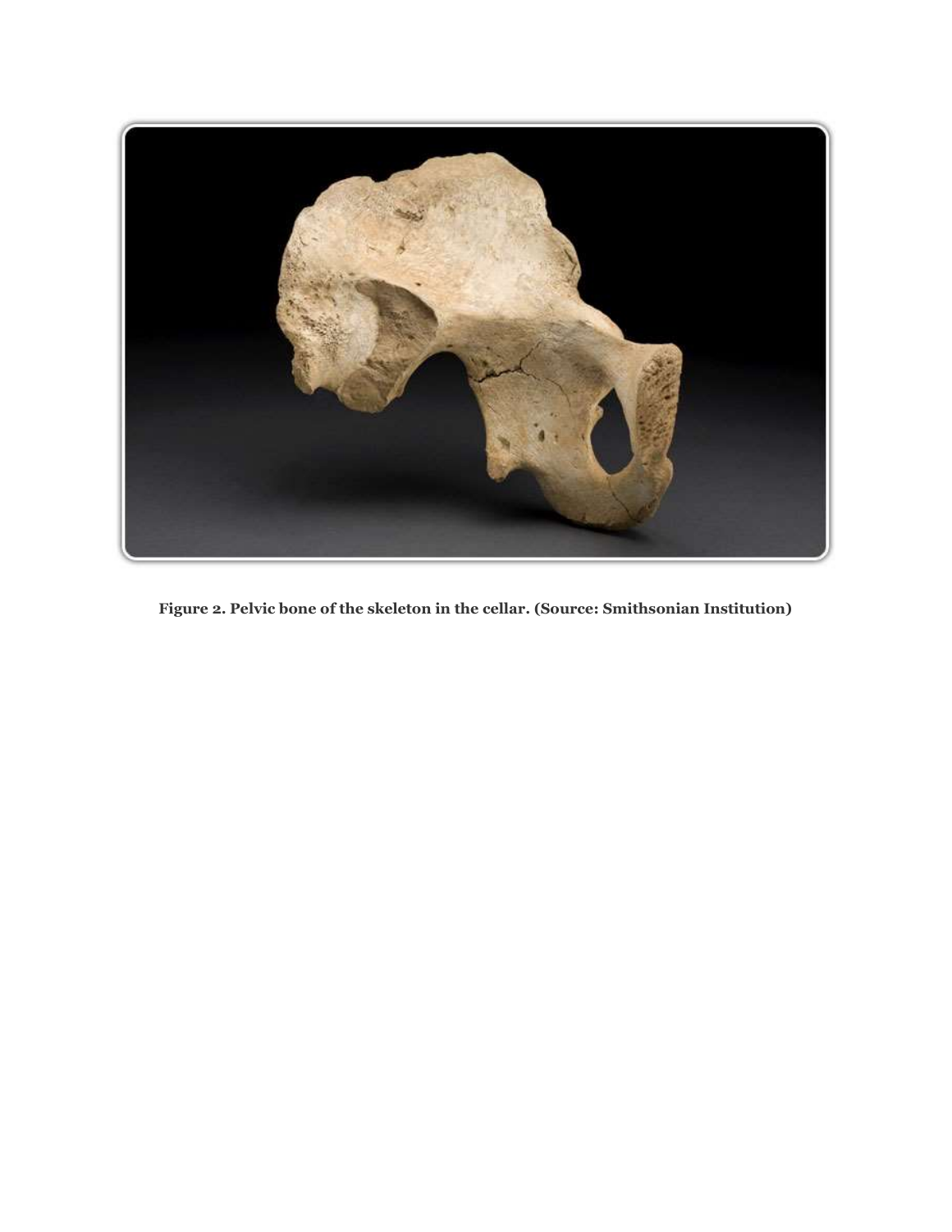**Figure 2. Pelvic bone of the skeleton in the cellar. (Source: Smithsonian Institution)**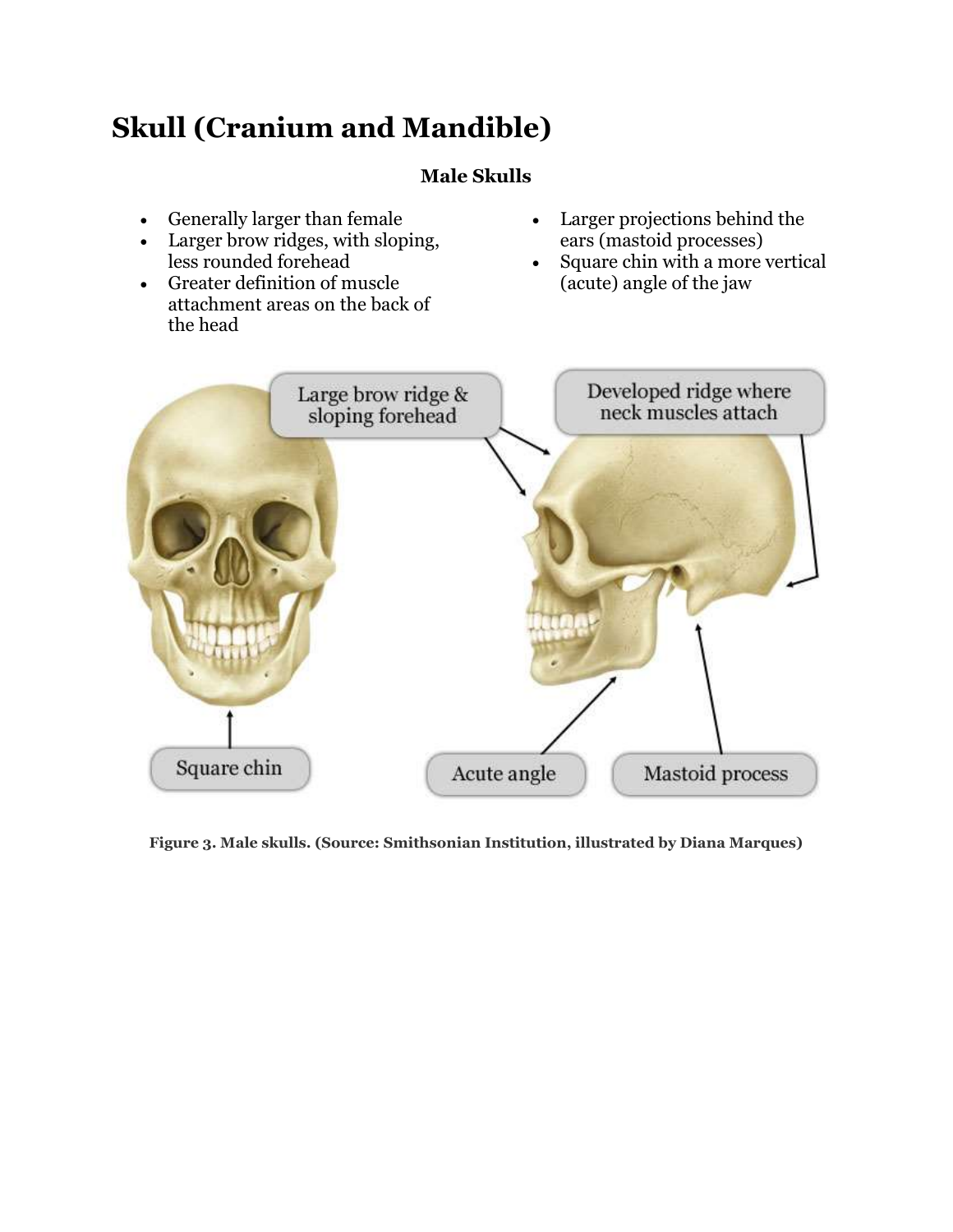# Skull (Cranium and Mandible)

**Male Skulls**

- Generally larger than female
- Larger brow ridges, with sloping, less rounded forehead
- Greater definition of muscle attachment areas on the back of the head
- Larger projections behind the ears (mastoid processes)
- Square chin with a more vertical (acute) angle of the jaw

**Figure 3. Male skulls. (Source: Smithsonian Institution, illustrated by Diana Marques)**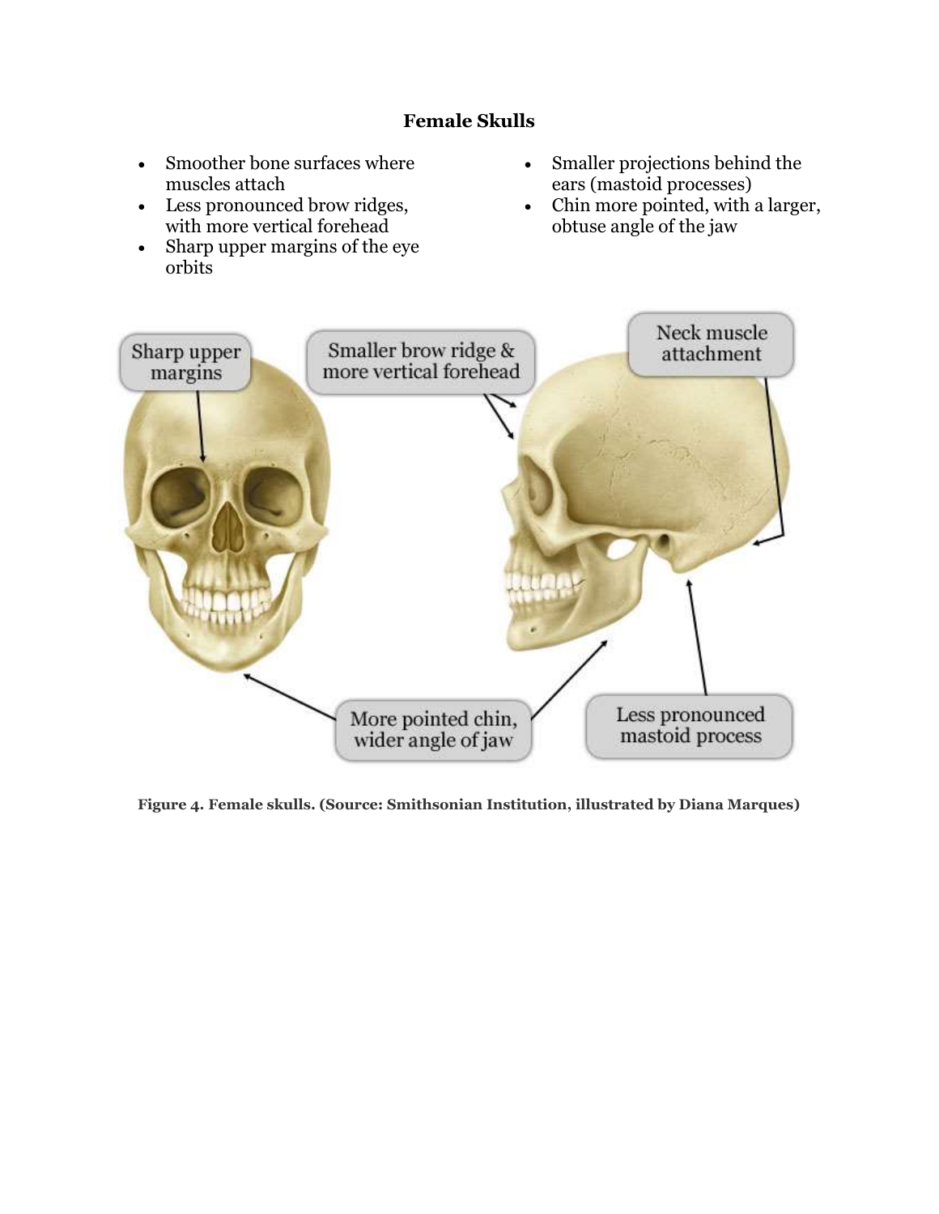### Female Skulls

- Smoother bone surfaces where muscles attach
- Less pronounced brow ridges, with more vertical forehead
- Sharp upper margins of the eye orbits
- Smaller projections behind the ears (mastoid processes)
- Chin more pointed, with a larger, obtuse angle of the jaw

**Figure 4. Female skulls. (Source: Smithsonian Institution, illustrated by Diana Marques)**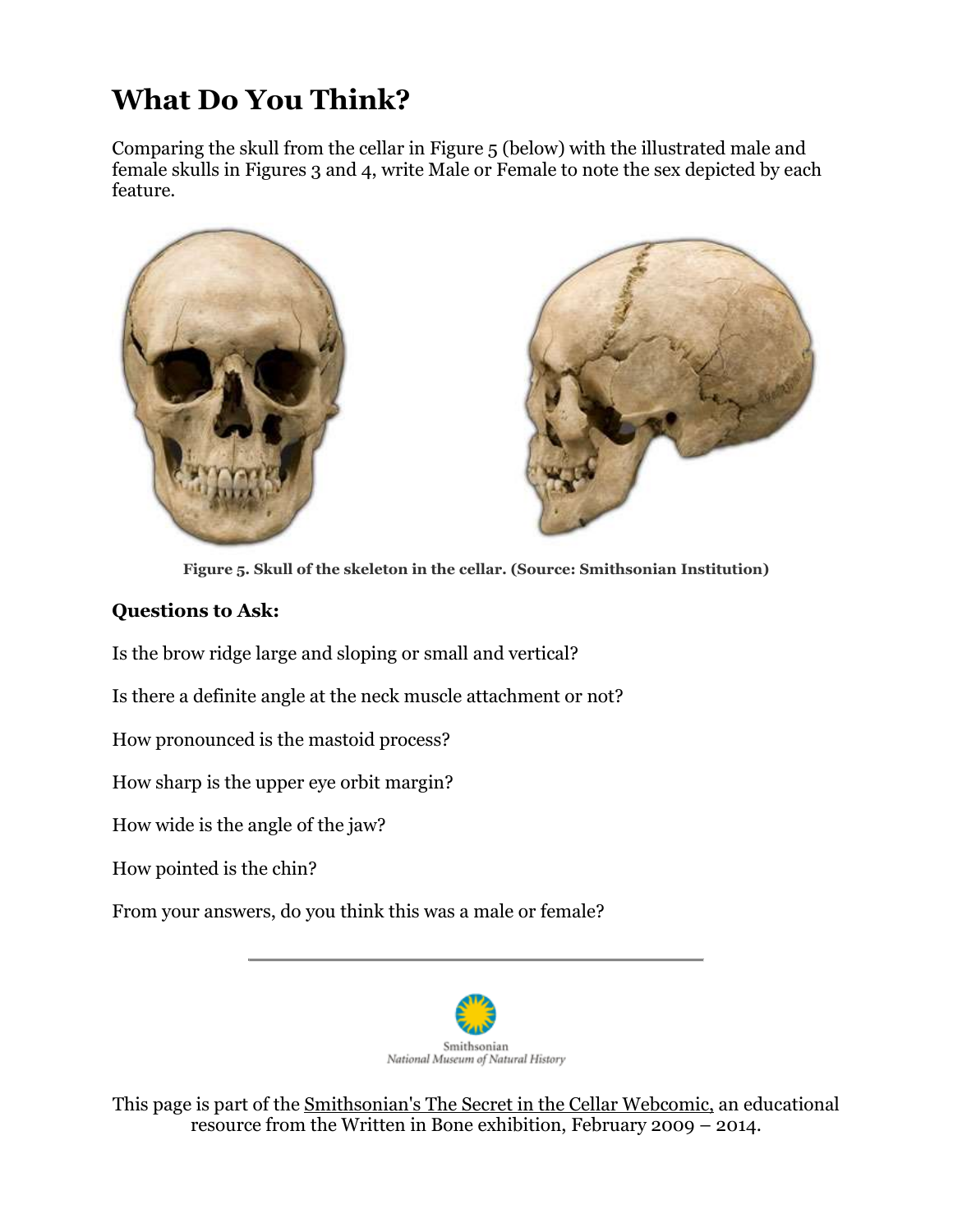# What Do You Think?

Comparing the skull from the cellar in Figure 5 (below) with the illustrated male and female skulls in Figures 3 and 4, write Male or Female to note the sex depicted by each feature.

**Figure 5. Skull of the skeleton in the cellar. (Source: Smithsonian Institution)**

### Questions to Ask:

Is the brow ridge large and sloping or small and vertical?

Is there a definite angle at the neck muscle attachment or not?

How pronounced is the mastoid process?

How sharp is the upper eye orbit margin?

How wide is the angle of the jaw?

How pointed is the chin?

From your answers, do you think this was a male or female?

---

Smithsonian
*National Museum of Natural History*

This page is part of the Smithsonian's The Secret in the Cellar Webcomic, an educational resource from the Written in Bone exhibition, February 2009 – 2014.